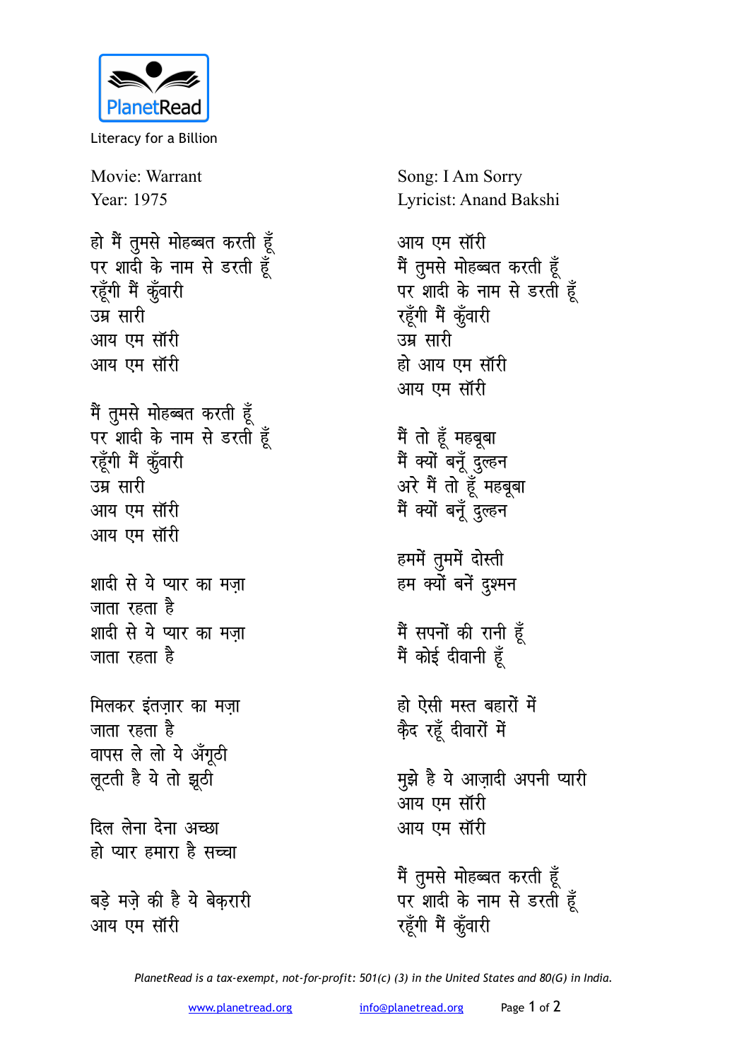PlanetRead

Literacy for a Billion

Movie: Warrant
Year: 1975

Song: I Am Sorry
Lyricist: Anand Bakshi

हो मैं तुमसे मोहब्बत करती हूँ
पर शादी के नाम से डरती हूँ
रहूँगी मैं कुँवारी
उम्र सारी
आय एम सॉरी
आय एम सॉरी

मैं तुमसे मोहब्बत करती हूँ
पर शादी के नाम से डरती हूँ
रहूँगी मैं कुँवारी
उम्र सारी
आय एम सॉरी
आय एम सॉरी

शादी से ये प्यार का मज़ा
जाता रहता है
शादी से ये प्यार का मज़ा
जाता रहता है

मिलकर इंतज़ार का मज़ा
जाता रहता है
वापस ले लो ये अँगूठी
लूटती है ये तो झूठी

दिल लेना देना अच्छा
हो प्यार हमारा है सच्चा

बड़े मज़े की है ये बेक़रारी
आय एम सॉरी

आय एम सॉरी
मैं तुमसे मोहब्बत करती हूँ
पर शादी के नाम से डरती हूँ
रहूँगी मैं कुँवारी
उम्र सारी
हो आय एम सॉरी
आय एम सॉरी

मैं तो हूँ महबूबा
मैं क्यों बनूँ दुल्हन
अरे मैं तो हूँ महबूबा
मैं क्यों बनूँ दुल्हन

हममें तुममें दोस्ती
हम क्यों बनें दुश्मन

मैं सपनों की रानी हूँ
मैं कोई दीवानी हूँ

हो ऐसी मस्त बहारों में
क़ैद रहूँ दीवारों में

मुझे है ये आज़ादी अपनी प्यारी
आय एम सॉरी
आय एम सॉरी

मैं तुमसे मोहब्बत करती हूँ
पर शादी के नाम से डरती हूँ
रहूँगी मैं कुँवारी

*PlanetRead is a tax-exempt, not-for-profit: 501(c) (3) in the United States and 80(G) in India.*

www.planetread.org info@planetread.org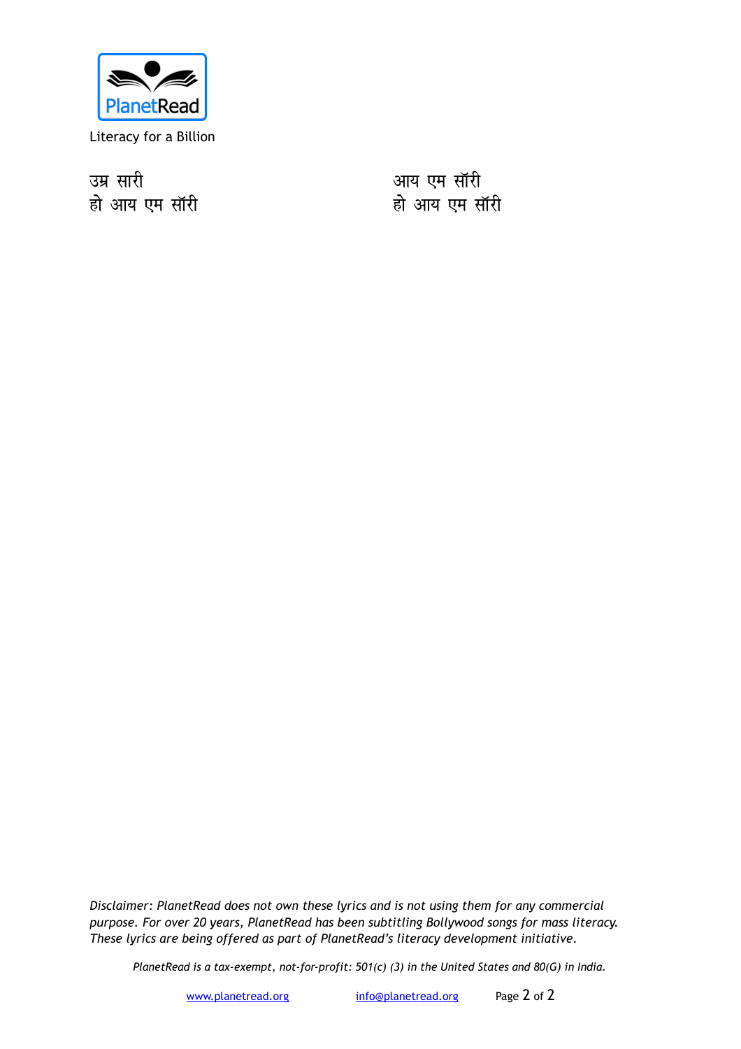PlanetRead

Literacy for a Billion

उम्र सारी
हो आय एम सॉरी

आय एम सॉरी
हो आय एम सॉरी

*Disclaimer: PlanetRead does not own these lyrics and is not using them for any commercial purpose. For over 20 years, PlanetRead has been subtitling Bollywood songs for mass literacy. These lyrics are being offered as part of PlanetRead's literacy development initiative.*

*PlanetRead is a tax-exempt, not-for-profit: 501(c) (3) in the United States and 80(G) in India.*

www.planetread.org info@planetread.org